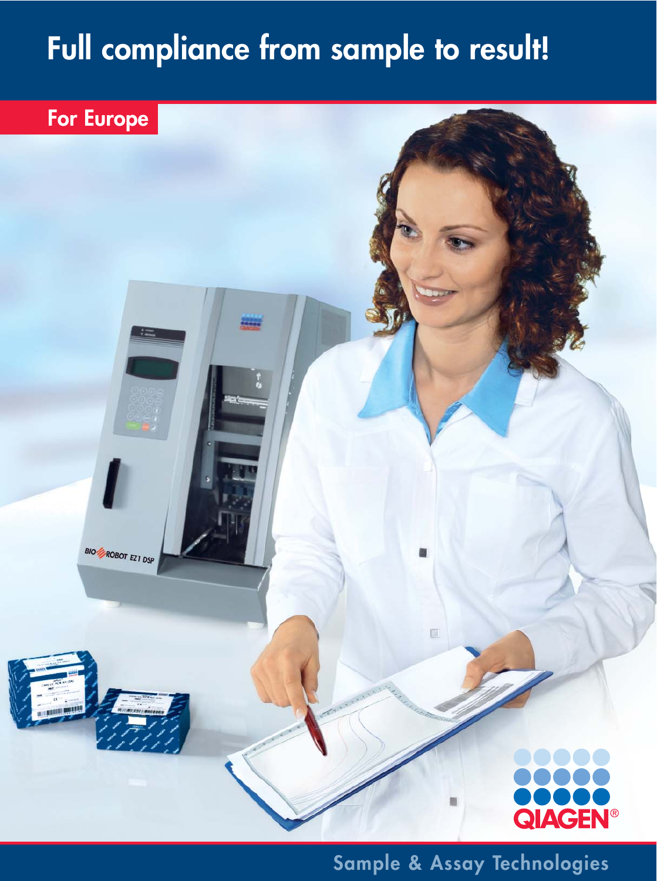# Full compliance from sample to result!

For Europe

Sample & Assay Technologies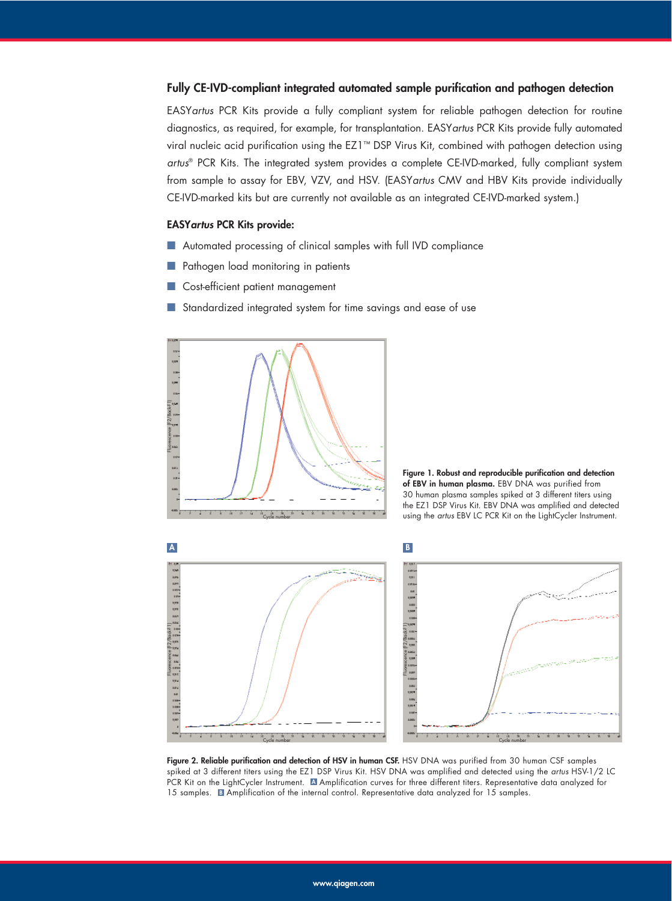## Fully CE-IVD-compliant integrated automated sample purification and pathogen detection

EASY*artus* PCR Kits provide a fully compliant system for reliable pathogen detection for routine diagnostics, as required, for example, for transplantation. EASY*artus* PCR Kits provide fully automated viral nucleic acid purification using the EZ1™ DSP Virus Kit, combined with pathogen detection using *artus*® PCR Kits. The integrated system provides a complete CE-IVD-marked, fully compliant system from sample to assay for EBV, VZV, and HSV. (EASY*artus* CMV and HBV Kits provide individually CE-IVD-marked kits but are currently not available as an integrated CE-IVD-marked system.)

### EASY*artus* PCR Kits provide:

- Automated processing of clinical samples with full IVD compliance
- Pathogen load monitoring in patients
- Cost-efficient patient management
- Standardized integrated system for time savings and ease of use

**Figure 1. Robust and reproducible purification and detection of EBV in human plasma.** EBV DNA was purified from 30 human plasma samples spiked at 3 different titers using the EZ1 DSP Virus Kit. EBV DNA was amplified and detected using the *artus* EBV LC PCR Kit on the LightCycler Instrument.

**Figure 2. Reliable purification and detection of HSV in human CSF.** HSV DNA was purified from 30 human CSF samples spiked at 3 different titers using the EZ1 DSP Virus Kit. HSV DNA was amplified and detected using the *artus* HSV-1/2 LC PCR Kit on the LightCycler Instrument. **A** Amplification curves for three different titers. Representative data analyzed for 15 samples. **B** Amplification of the internal control. Representative data analyzed for 15 samples.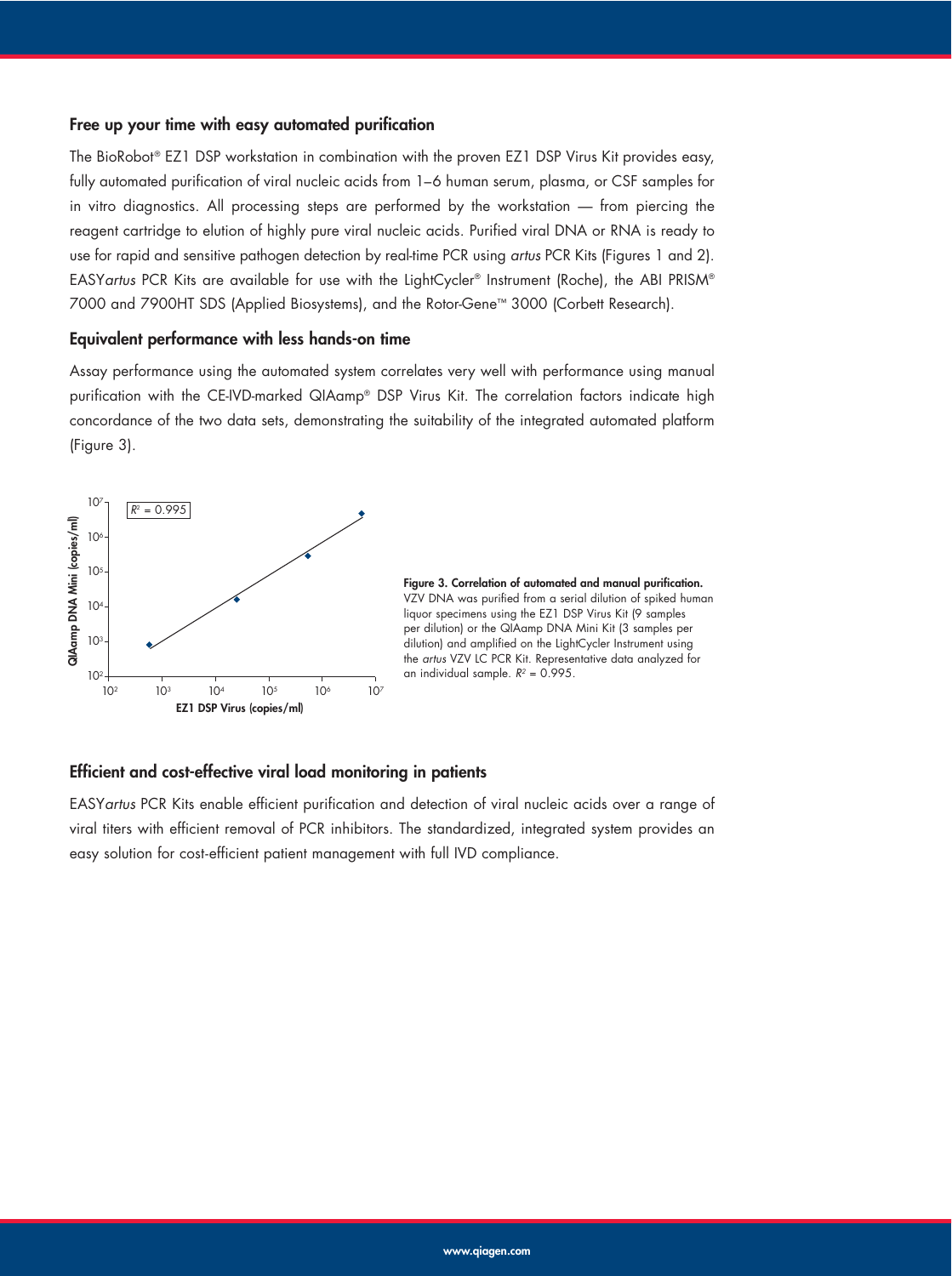## Free up your time with easy automated purification

The BioRobot® EZ1 DSP workstation in combination with the proven EZ1 DSP Virus Kit provides easy, fully automated purification of viral nucleic acids from 1–6 human serum, plasma, or CSF samples for in vitro diagnostics. All processing steps are performed by the workstation — from piercing the reagent cartridge to elution of highly pure viral nucleic acids. Purified viral DNA or RNA is ready to use for rapid and sensitive pathogen detection by real-time PCR using *artus* PCR Kits (Figures 1 and 2). EASY*artus* PCR Kits are available for use with the LightCycler® Instrument (Roche), the ABI PRISM® 7000 and 7900HT SDS (Applied Biosystems), and the Rotor-Gene™ 3000 (Corbett Research).

## Equivalent performance with less hands-on time

Assay performance using the automated system correlates very well with performance using manual purification with the CE-IVD-marked QIAamp® DSP Virus Kit. The correlation factors indicate high concordance of the two data sets, demonstrating the suitability of the integrated automated platform (Figure 3).

**Figure 3. Correlation of automated and manual purification.** VZV DNA was purified from a serial dilution of spiked human liquor specimens using the EZ1 DSP Virus Kit (9 samples per dilution) or the QIAamp DNA Mini Kit (3 samples per dilution) and amplified on the LightCycler Instrument using the *artus* VZV LC PCR Kit. Representative data analyzed for an individual sample. $R^2 = 0.995$.

## Efficient and cost-effective viral load monitoring in patients

EASY*artus* PCR Kits enable efficient purification and detection of viral nucleic acids over a range of viral titers with efficient removal of PCR inhibitors. The standardized, integrated system provides an easy solution for cost-efficient patient management with full IVD compliance.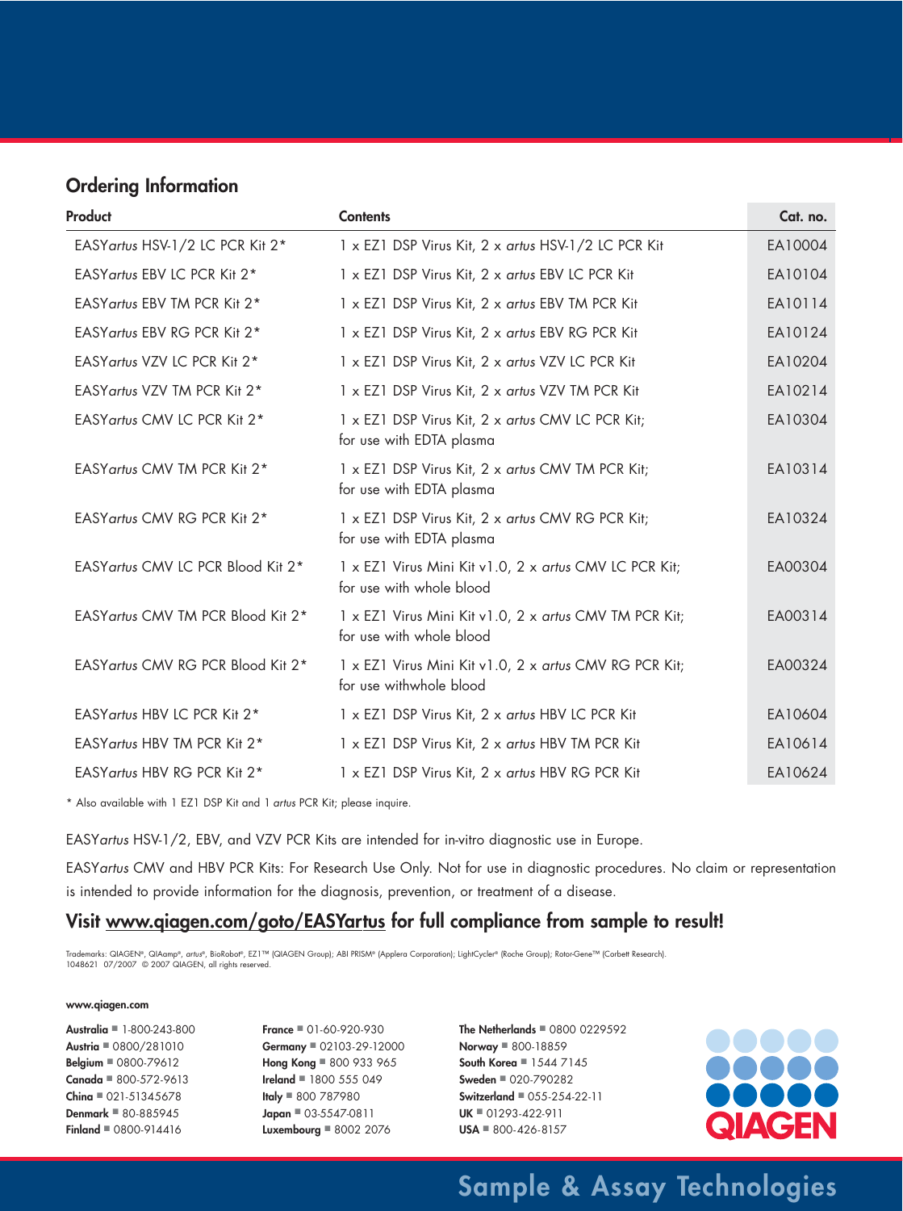## Ordering Information

| Product | Contents | Cat. no. |
|---|---|---|
| EASY*artus* HSV-1/2 LC PCR Kit 2* | 1 x EZ1 DSP Virus Kit, 2 x *artus* HSV-1/2 LC PCR Kit | EA10004 |
| EASY*artus* EBV LC PCR Kit 2* | 1 x EZ1 DSP Virus Kit, 2 x *artus* EBV LC PCR Kit | EA10104 |
| EASY*artus* EBV TM PCR Kit 2* | 1 x EZ1 DSP Virus Kit, 2 x *artus* EBV TM PCR Kit | EA10114 |
| EASY*artus* EBV RG PCR Kit 2* | 1 x EZ1 DSP Virus Kit, 2 x *artus* EBV RG PCR Kit | EA10124 |
| EASY*artus* VZV LC PCR Kit 2* | 1 x EZ1 DSP Virus Kit, 2 x *artus* VZV LC PCR Kit | EA10204 |
| EASY*artus* VZV TM PCR Kit 2* | 1 x EZ1 DSP Virus Kit, 2 x *artus* VZV TM PCR Kit | EA10214 |
| EASY*artus* CMV LC PCR Kit 2* | 1 x EZ1 DSP Virus Kit, 2 x *artus* CMV LC PCR Kit; for use with EDTA plasma | EA10304 |
| EASY*artus* CMV TM PCR Kit 2* | 1 x EZ1 DSP Virus Kit, 2 x *artus* CMV TM PCR Kit; for use with EDTA plasma | EA10314 |
| EASY*artus* CMV RG PCR Kit 2* | 1 x EZ1 DSP Virus Kit, 2 x *artus* CMV RG PCR Kit; for use with EDTA plasma | EA10324 |
| EASY*artus* CMV LC PCR Blood Kit 2* | 1 x EZ1 Virus Mini Kit v1.0, 2 x *artus* CMV LC PCR Kit; for use with whole blood | EA00304 |
| EASY*artus* CMV TM PCR Blood Kit 2* | 1 x EZ1 Virus Mini Kit v1.0, 2 x *artus* CMV TM PCR Kit; for use with whole blood | EA00314 |
| EASY*artus* CMV RG PCR Blood Kit 2* | 1 x EZ1 Virus Mini Kit v1.0, 2 x *artus* CMV RG PCR Kit; for use withwhole blood | EA00324 |
| EASY*artus* HBV LC PCR Kit 2* | 1 x EZ1 DSP Virus Kit, 2 x *artus* HBV LC PCR Kit | EA10604 |
| EASY*artus* HBV TM PCR Kit 2* | 1 x EZ1 DSP Virus Kit, 2 x *artus* HBV TM PCR Kit | EA10614 |
| EASY*artus* HBV RG PCR Kit 2* | 1 x EZ1 DSP Virus Kit, 2 x *artus* HBV RG PCR Kit | EA10624 |

* Also available with 1 EZ1 DSP Kit and 1 *artus* PCR Kit; please inquire.

EASY*artus* HSV-1/2, EBV, and VZV PCR Kits are intended for in-vitro diagnostic use in Europe.

EASY*artus* CMV and HBV PCR Kits: For Research Use Only. Not for use in diagnostic procedures. No claim or representation is intended to provide information for the diagnosis, prevention, or treatment of a disease.

### Visit www.qiagen.com/goto/EASYartus for full compliance from sample to result!

Trademarks: QIAGEN®, QIAamp®, *artus*®, BioRobot®, EZ1™ (QIAGEN Group); ABI PRISM® (Applera Corporation); LightCycler® (Roche Group); Rotor-Gene™ (Corbett Research).
1048621 07/2007 © 2007 QIAGEN, all rights reserved.

**www.qiagen.com**

**Australia** ■ 1-800-243-800
**Austria** ■ 0800/281010
**Belgium** ■ 0800-79612
**Canada** ■ 800-572-9613
**China** ■ 021-51345678
**Denmark** ■ 80-885945
**Finland** ■ 0800-914416
**France** ■ 01-60-920-930
**Germany** ■ 02103-29-12000
**Hong Kong** ■ 800 933 965
**Ireland** ■ 1800 555 049
**Italy** ■ 800 787980
**Japan** ■ 03-5547-0811
**Luxembourg** ■ 8002 2076
**The Netherlands** ■ 0800 0229592
**Norway** ■ 800-18859
**South Korea** ■ 1544 7145
**Sweden** ■ 020-790282
**Switzerland** ■ 055-254-22-11
**UK** ■ 01293-422-911
**USA** ■ 800-426-8157

QIAGEN

Sample & Assay Technologies